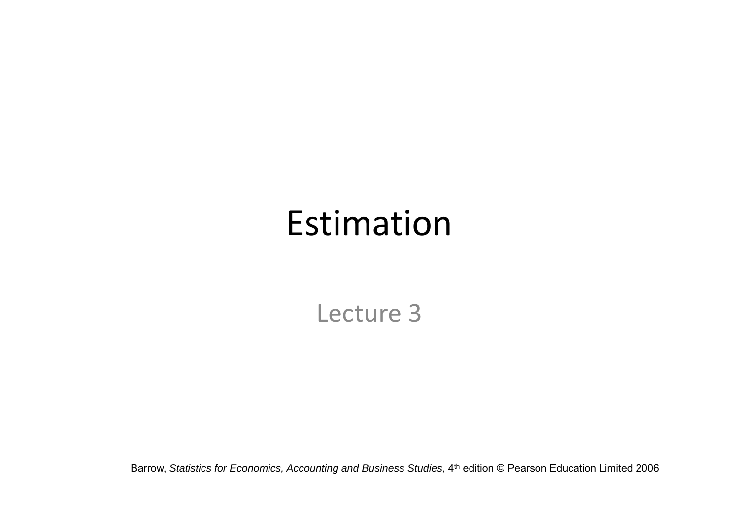# Estimation

Lecture 3

Barrow, *Statistics for Economics, Accounting and Business Studies,* 4th edition © Pearson Education Limited 2006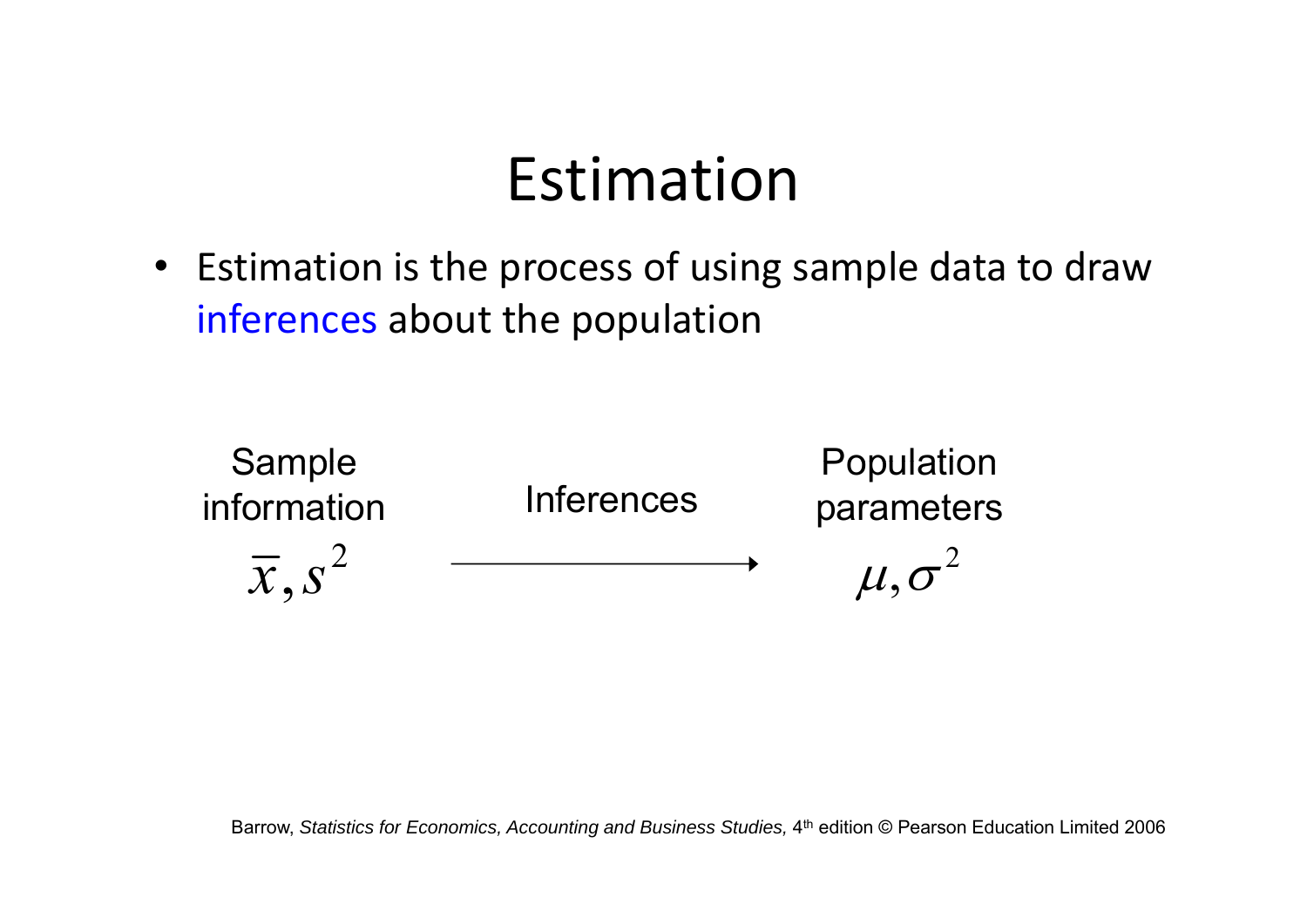# Estimation

- Estimation is the process of using sample data to draw inferences about the population

| Sample information | Inferences | Population parameters |
| --- | --- | --- |
| $\bar{x}, s^2$ | $\longrightarrow$ | $\mu, \sigma^2$ |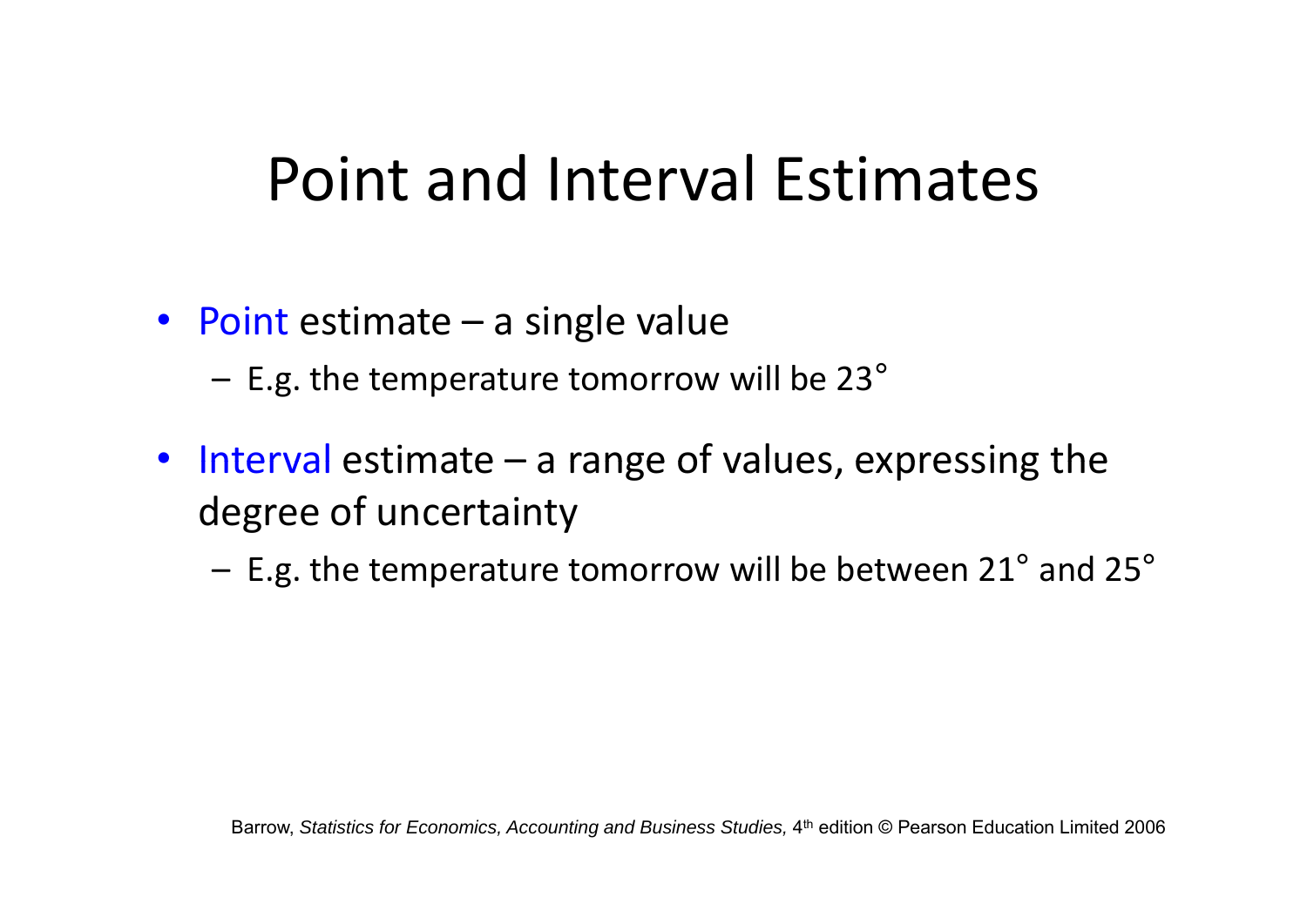# Point and Interval Estimates

- Point estimate – a single value
  - E.g. the temperature tomorrow will be 23°
- Interval estimate – a range of values, expressing the degree of uncertainty
  - E.g. the temperature tomorrow will be between 21° and 25°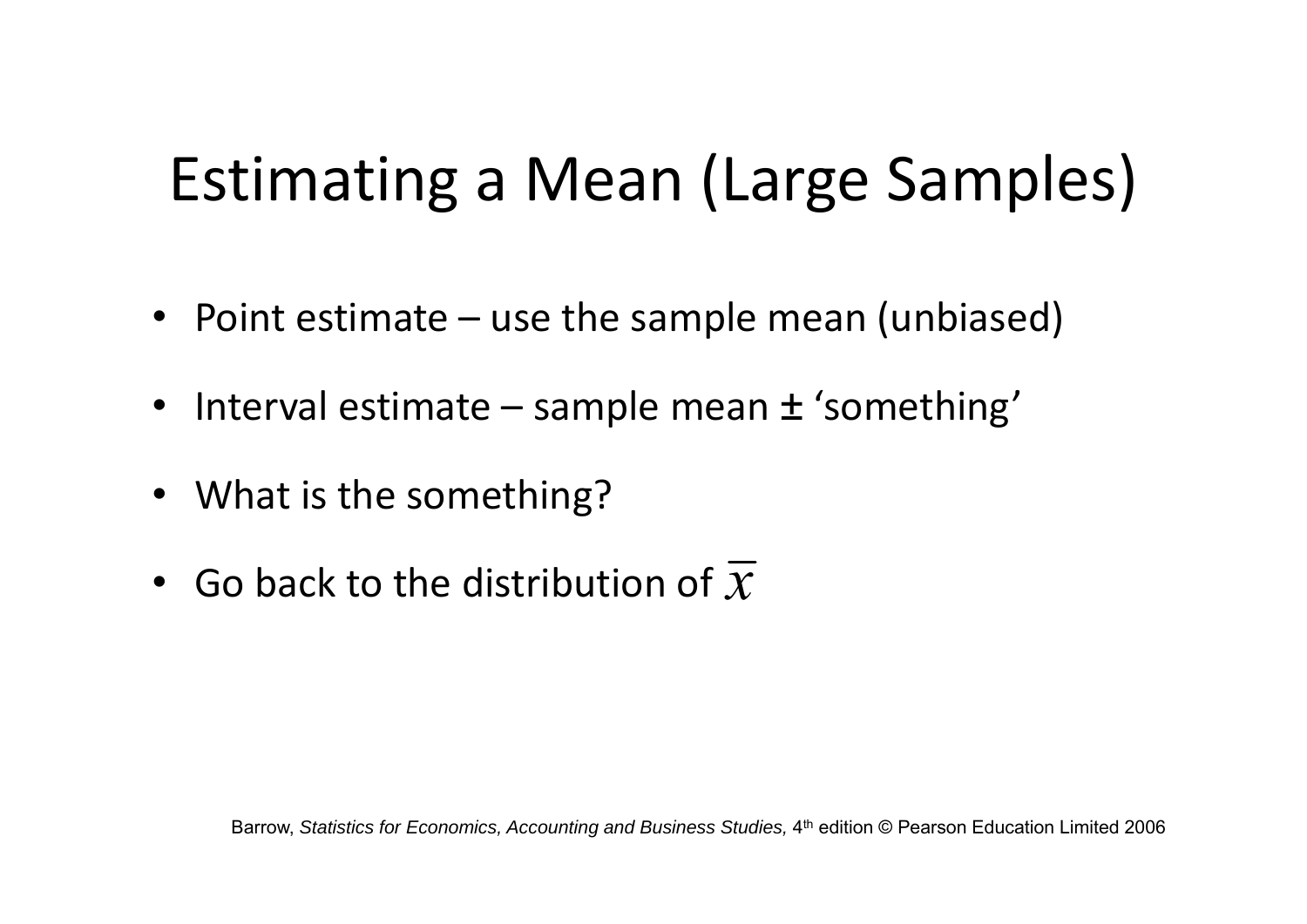# Estimating a Mean (Large Samples)

- Point estimate – use the sample mean (unbiased)
- Interval estimate – sample mean **±** 'something'
- What is the something?
- Go back to the distribution of $\bar{x}$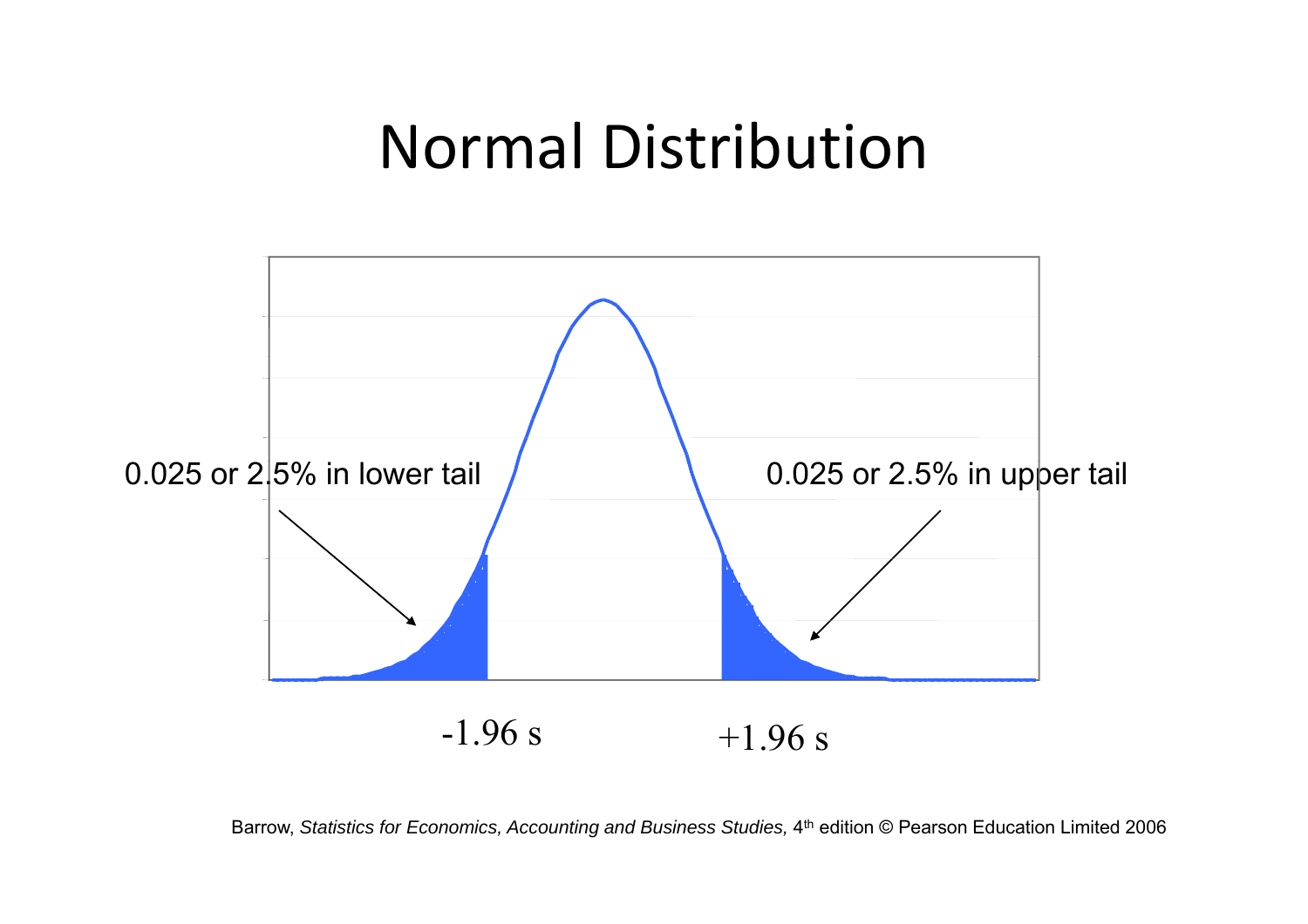# Normal Distribution

0.025 or 2.5% in lower tail

0.025 or 2.5% in upper tail

$-1.96\ s$

$+1.96\ s$

Barrow, *Statistics for Economics, Accounting and Business Studies,* 4th edition © Pearson Education Limited 2006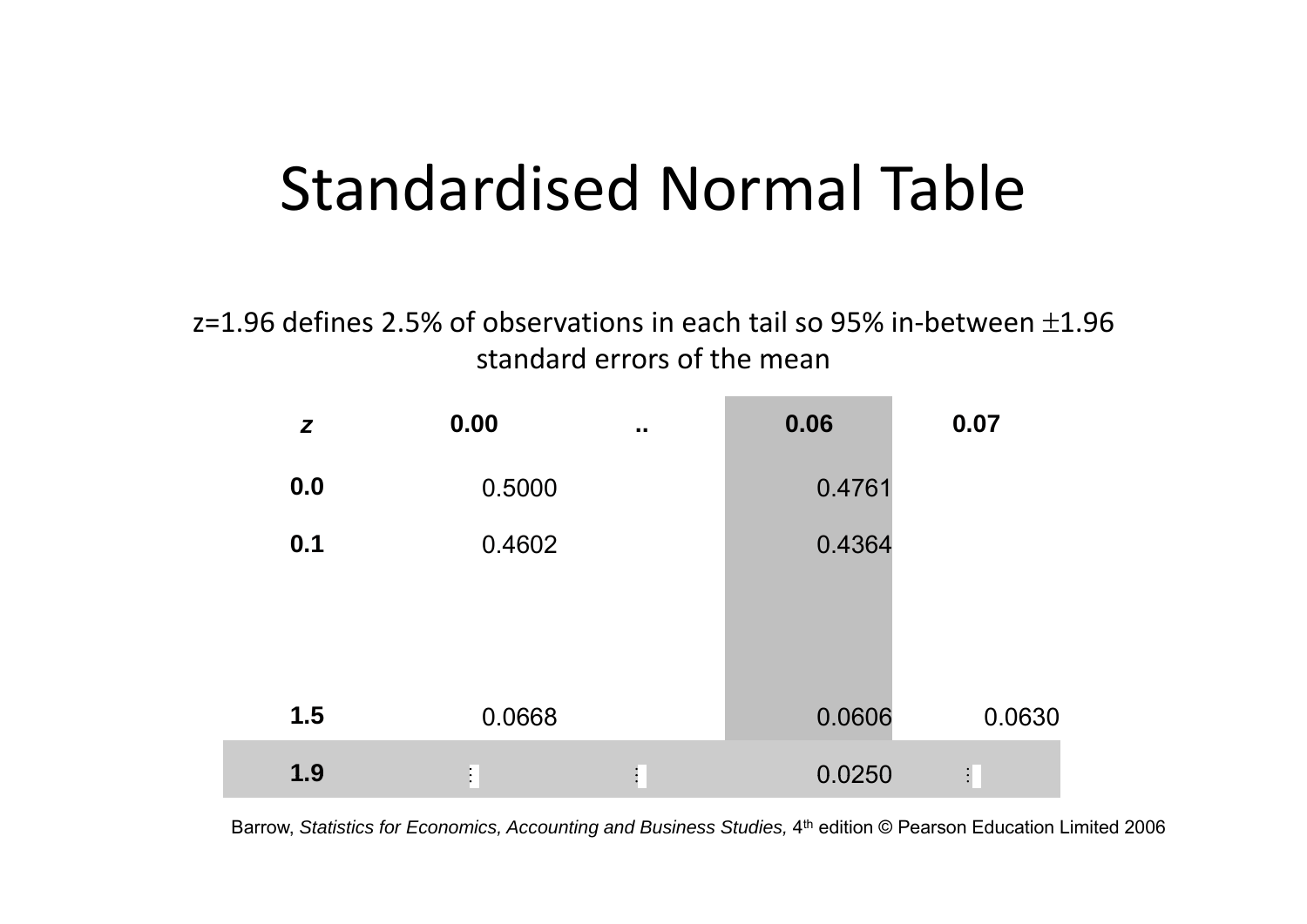# Standardised Normal Table

z=1.96 defines 2.5% of observations in each tail so 95% in-between ±1.96 standard errors of the mean

| *z* | 0.00 | .. | 0.06 | 0.07 |
|---|---|---|---|---|
| 0.0 | 0.5000 | | 0.4761 | |
| 0.1 | 0.4602 | | 0.4364 | |
| | | | | |
| 1.5 | 0.0668 | | 0.0606 | 0.0630 |
| 1.9 | ⋮ | ⋮ | 0.0250 | ⋮ |

Barrow, *Statistics for Economics, Accounting and Business Studies,* 4th edition © Pearson Education Limited 2006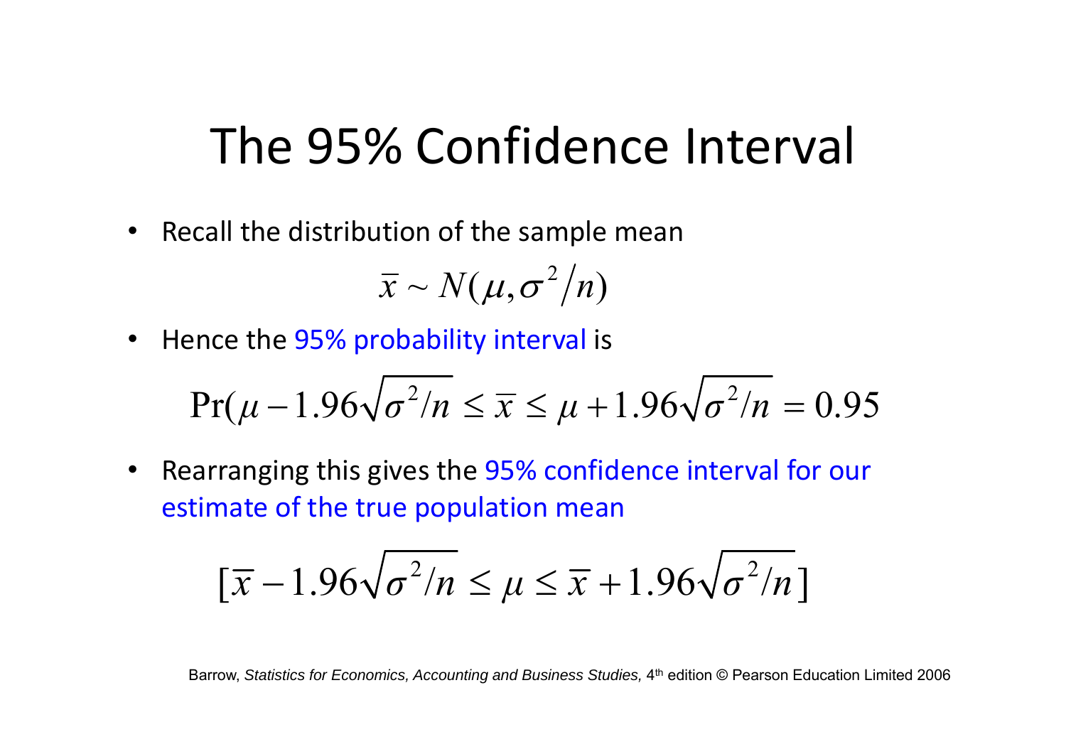# The 95% Confidence Interval

- Recall the distribution of the sample mean

$$\bar{x} \sim N(\mu, \sigma^2/n)$$

- Hence the 95% probability interval is

$$\Pr(\mu - 1.96\sqrt{\sigma^2/n} \leq \bar{x} \leq \mu + 1.96\sqrt{\sigma^2/n} = 0.95$$

- Rearranging this gives the 95% confidence interval for our estimate of the true population mean

$$[\bar{x} - 1.96\sqrt{\sigma^2/n} \leq \mu \leq \bar{x} + 1.96\sqrt{\sigma^2/n}]$$

Barrow, *Statistics for Economics, Accounting and Business Studies,* 4th edition © Pearson Education Limited 2006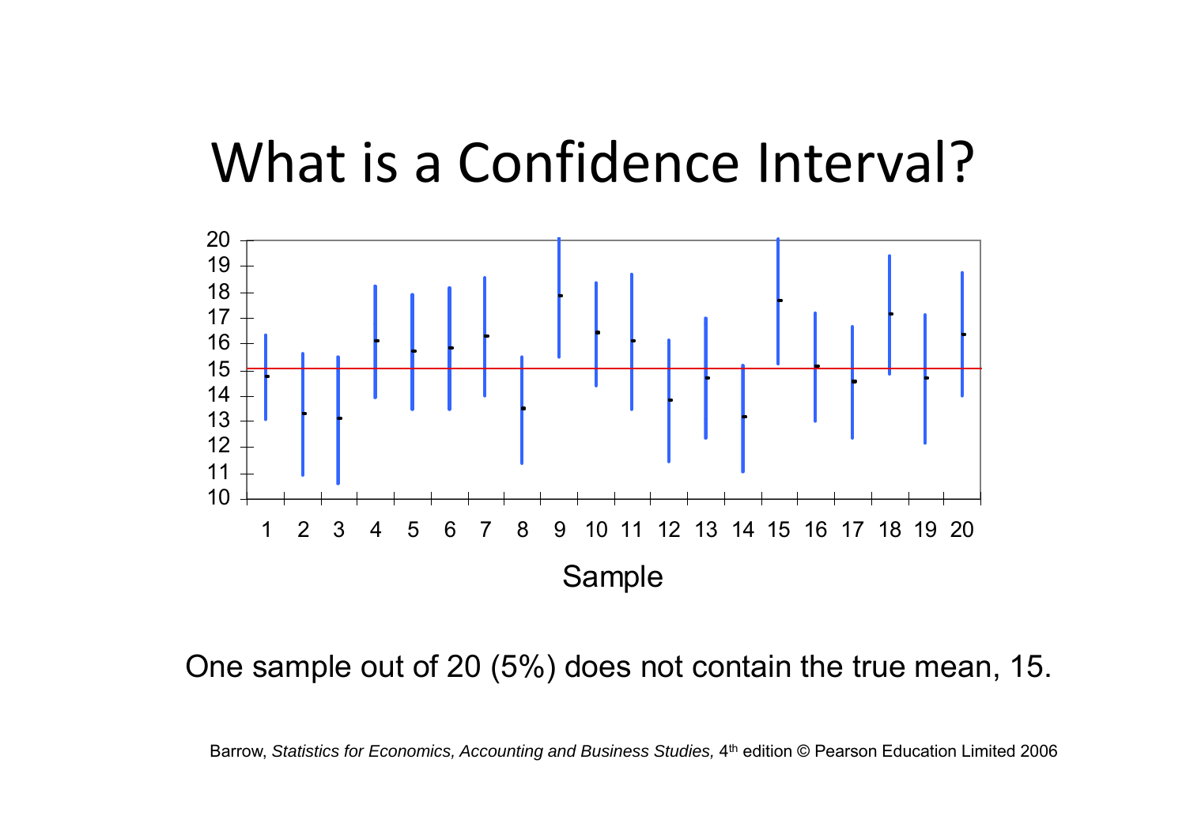# What is a Confidence Interval?

One sample out of 20 (5%) does not contain the true mean, 15.

Barrow, *Statistics for Economics, Accounting and Business Studies,* 4th edition © Pearson Education Limited 2006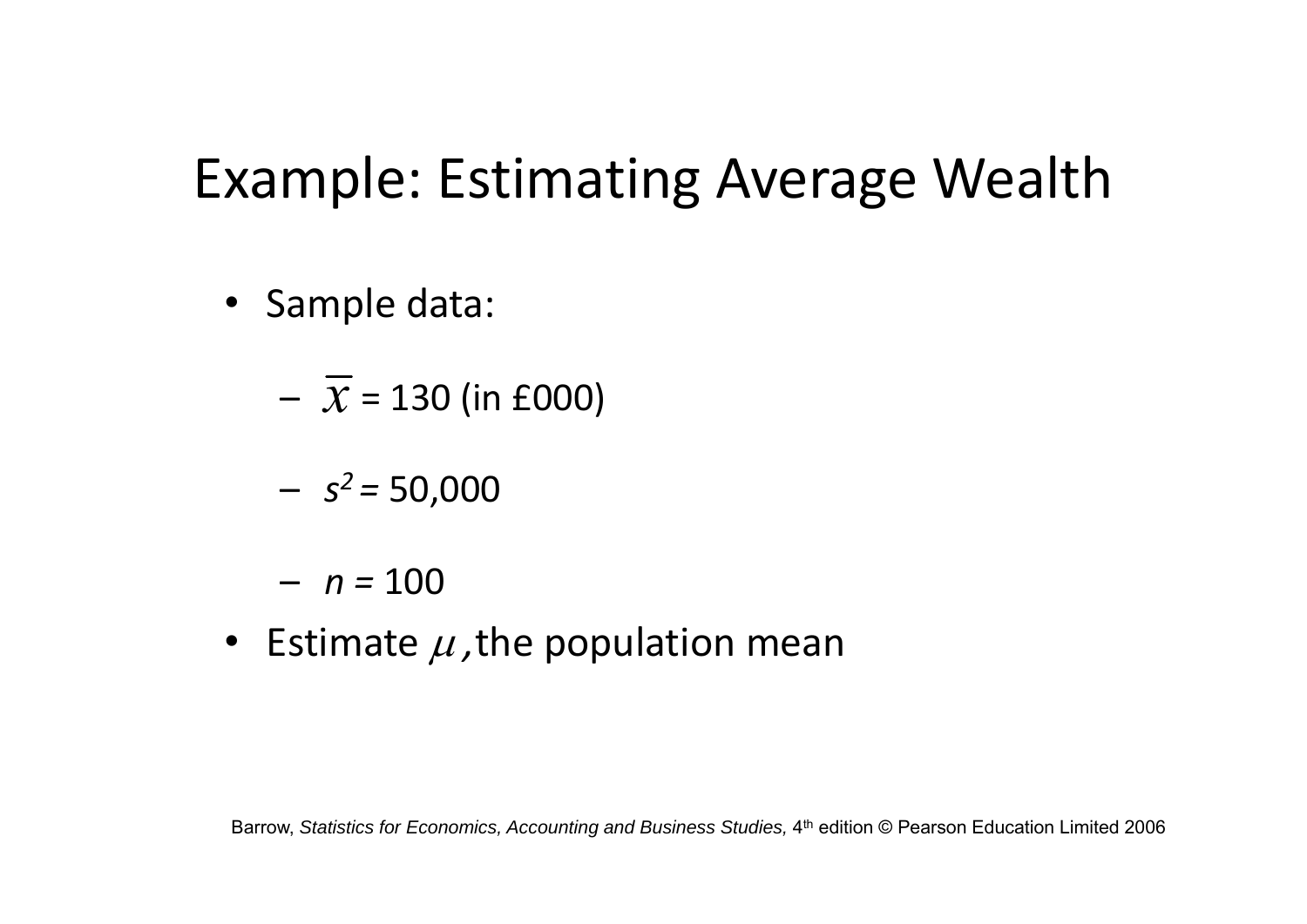# Example: Estimating Average Wealth

- Sample data:
  - $\bar{x}$ = 130 (in £000)
  - $s^2$ = 50,000
  - $n$ = 100
- Estimate $\mu$, the population mean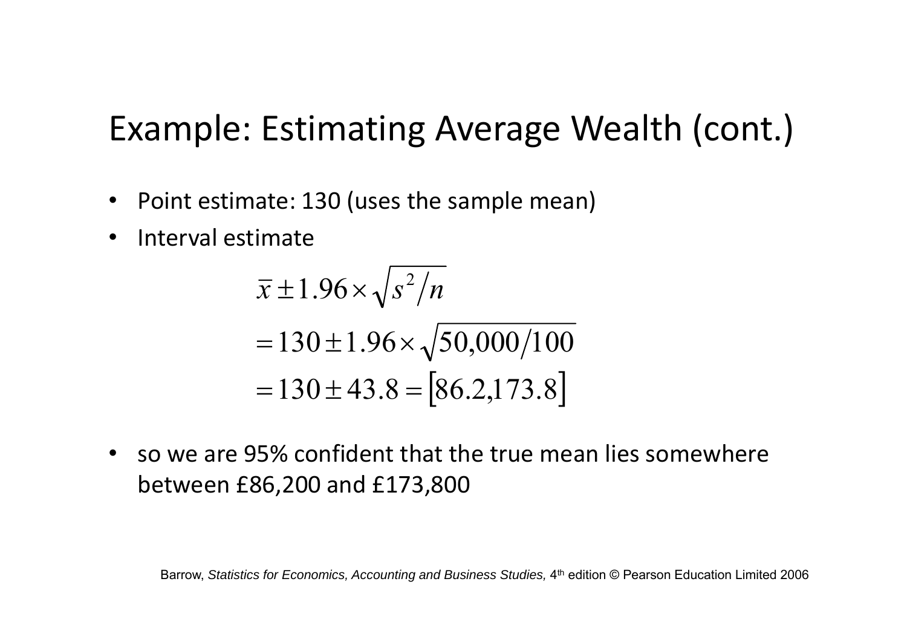# Example: Estimating Average Wealth (cont.)

- Point estimate: 130 (uses the sample mean)
- Interval estimate

$$
\begin{aligned}
&\bar{x} \pm 1.96 \times \sqrt{s^2 / n} \\
&= 130 \pm 1.96 \times \sqrt{50{,}000/100} \\
&= 130 \pm 43.8 = [86.2, 173.8]
\end{aligned}
$$

- so we are 95% confident that the true mean lies somewhere between £86,200 and £173,800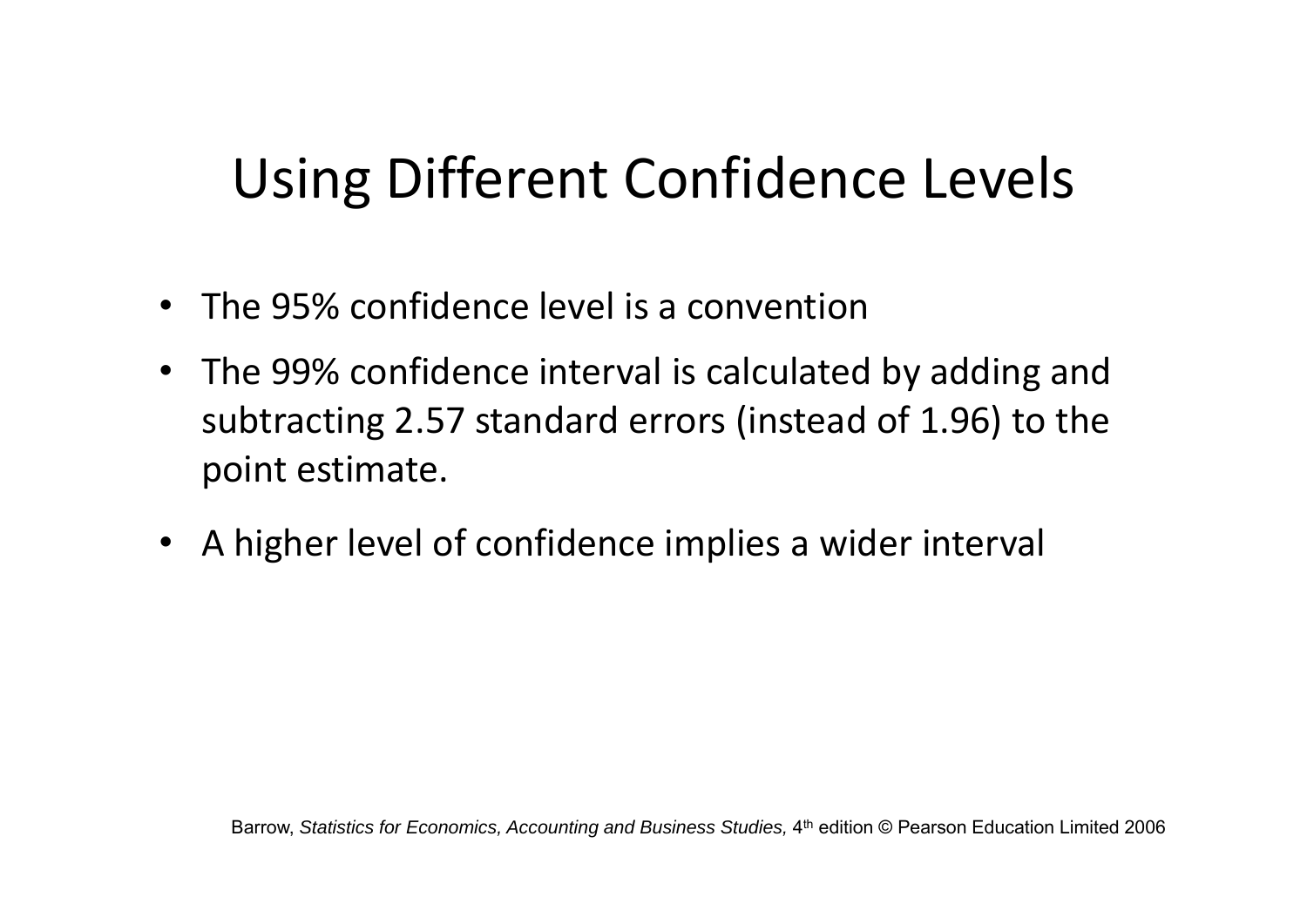# Using Different Confidence Levels

- The 95% confidence level is a convention
- The 99% confidence interval is calculated by adding and subtracting 2.57 standard errors (instead of 1.96) to the point estimate.
- A higher level of confidence implies a wider interval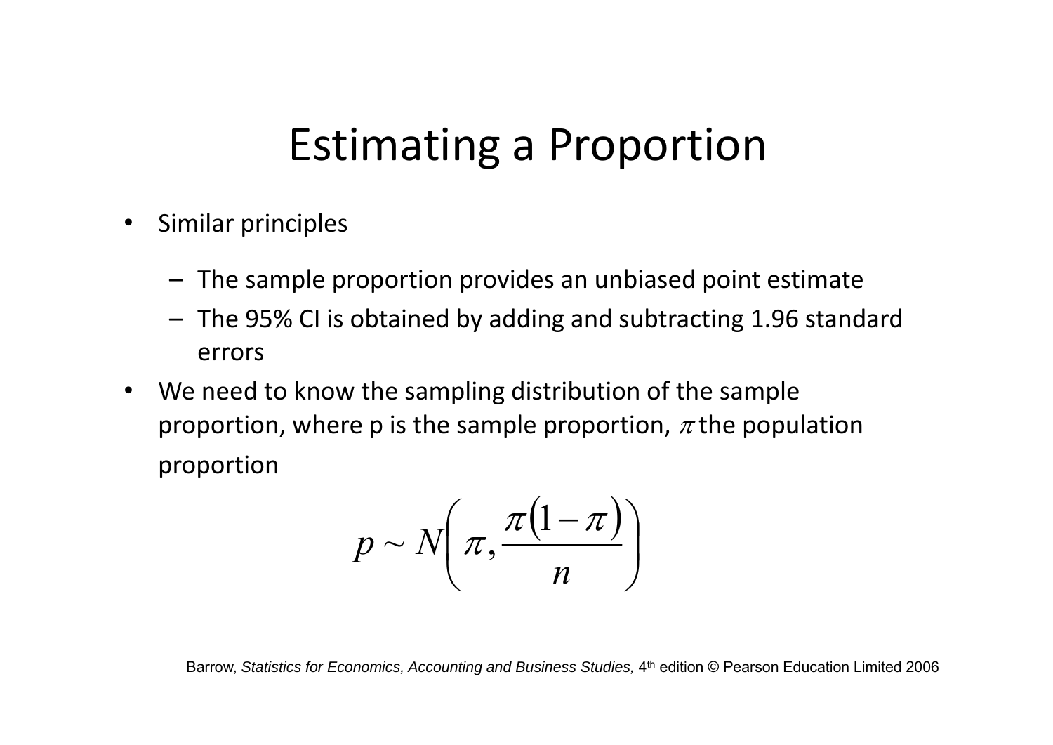# Estimating a Proportion

- Similar principles
  - The sample proportion provides an unbiased point estimate
  - The 95% CI is obtained by adding and subtracting 1.96 standard errors
- We need to know the sampling distribution of the sample proportion, where p is the sample proportion, $\pi$ the population proportion

$$p \sim N\left(\pi, \frac{\pi(1-\pi)}{n}\right)$$

Barrow, *Statistics for Economics, Accounting and Business Studies,* 4th edition © Pearson Education Limited 2006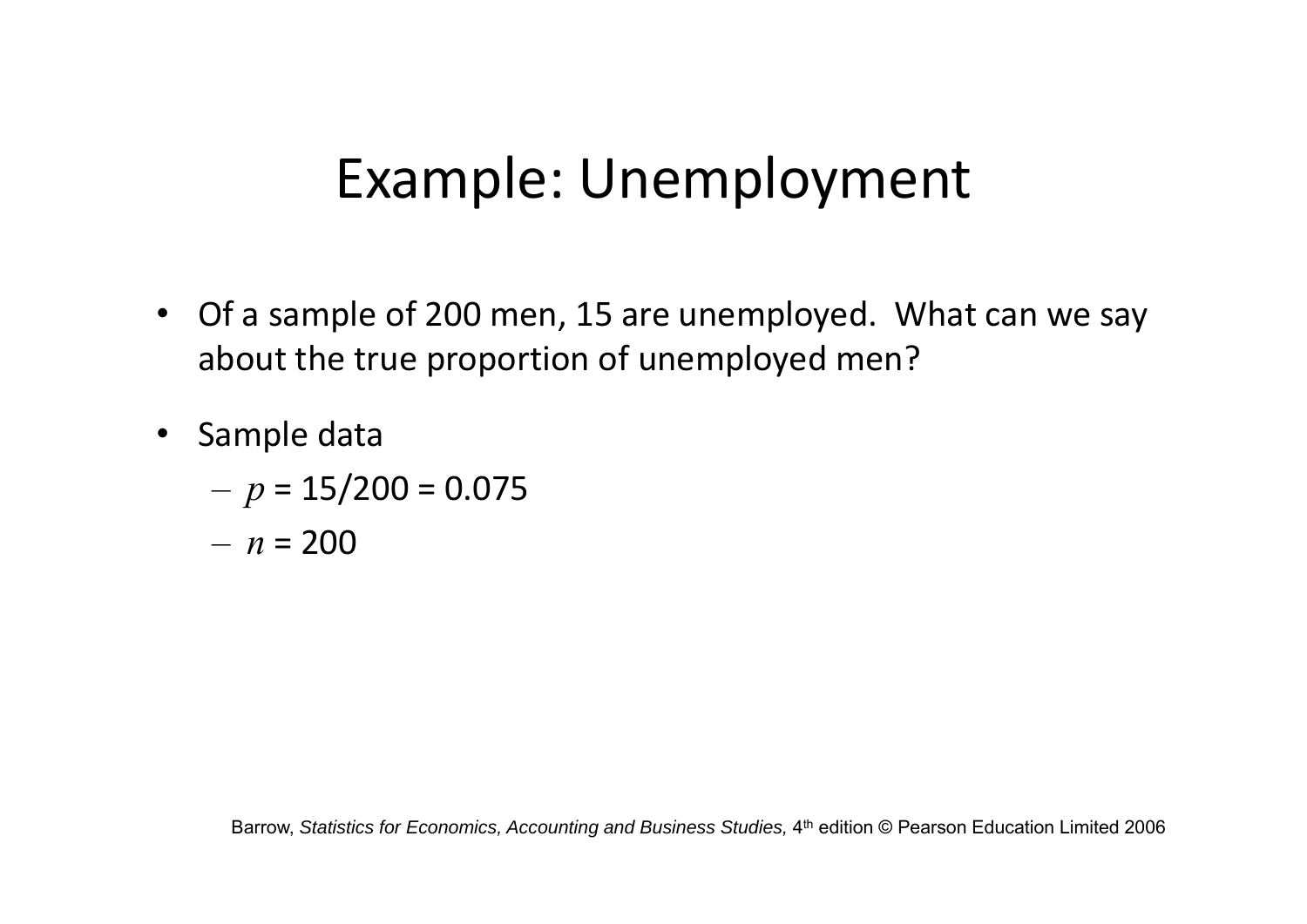# Example: Unemployment

- Of a sample of 200 men, 15 are unemployed. What can we say about the true proportion of unemployed men?
- Sample data
  - $p$ = 15/200 = 0.075
  - $n$ = 200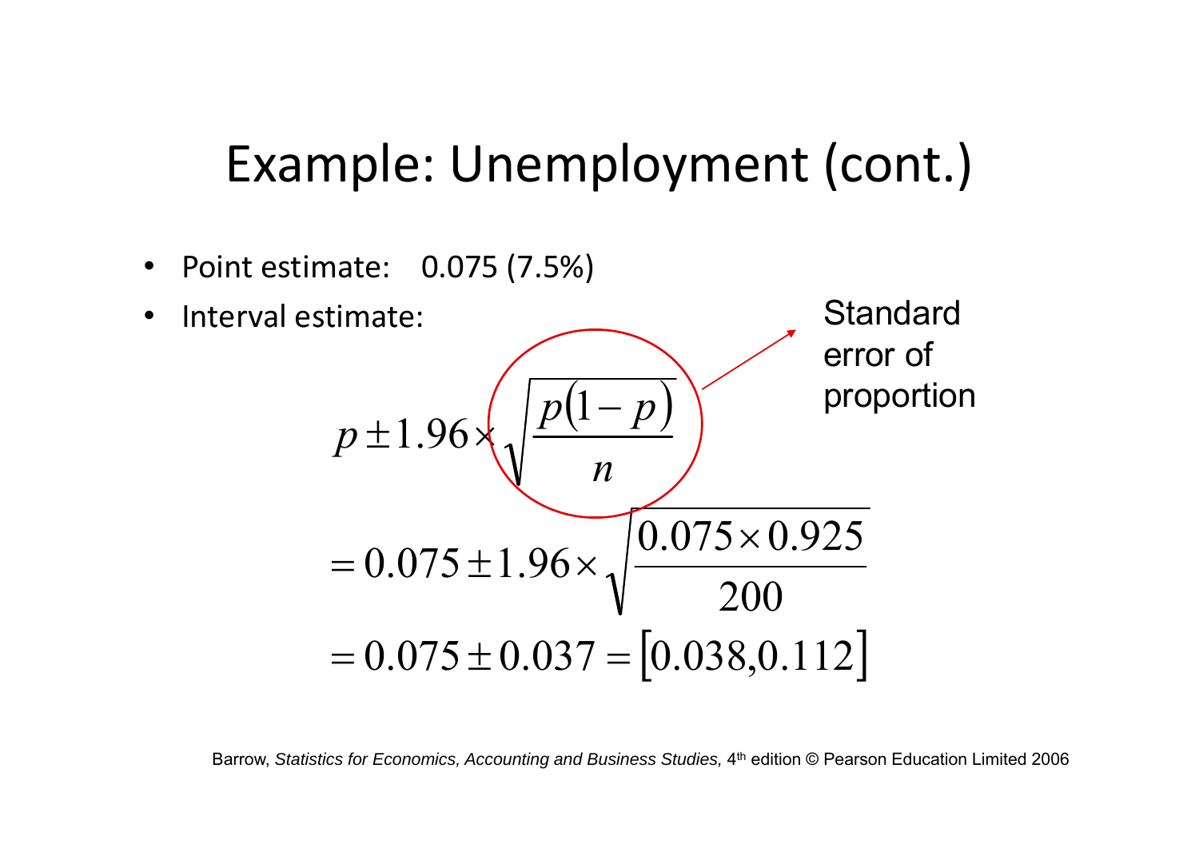# Example: Unemployment (cont.)

- Point estimate: 0.075 (7.5%)
- Interval estimate:

Standard error of proportion: $\sqrt{\frac{p(1-p)}{n}}$

$$
\begin{aligned}
& p \pm 1.96 \times \sqrt{\frac{p(1-p)}{n}} \\
& = 0.075 \pm 1.96 \times \sqrt{\frac{0.075 \times 0.925}{200}} \\
& = 0.075 \pm 0.037 = [0.038, 0.112]
\end{aligned}
$$

Barrow, *Statistics for Economics, Accounting and Business Studies,* 4th edition © Pearson Education Limited 2006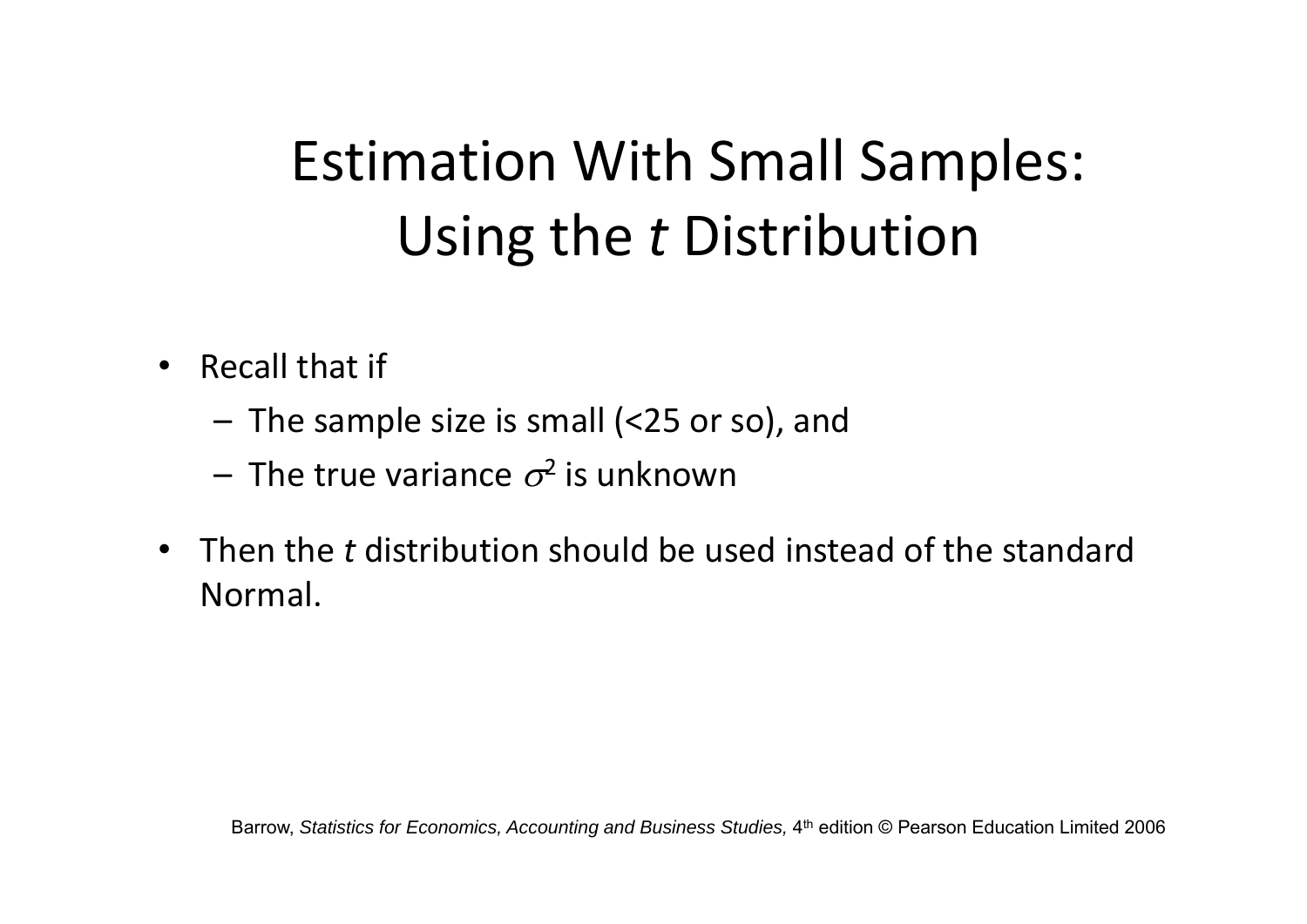# Estimation With Small Samples: Using the *t* Distribution

- Recall that if
  - The sample size is small (<25 or so), and
  - The true variance $\sigma^2$ is unknown
- Then the *t* distribution should be used instead of the standard Normal.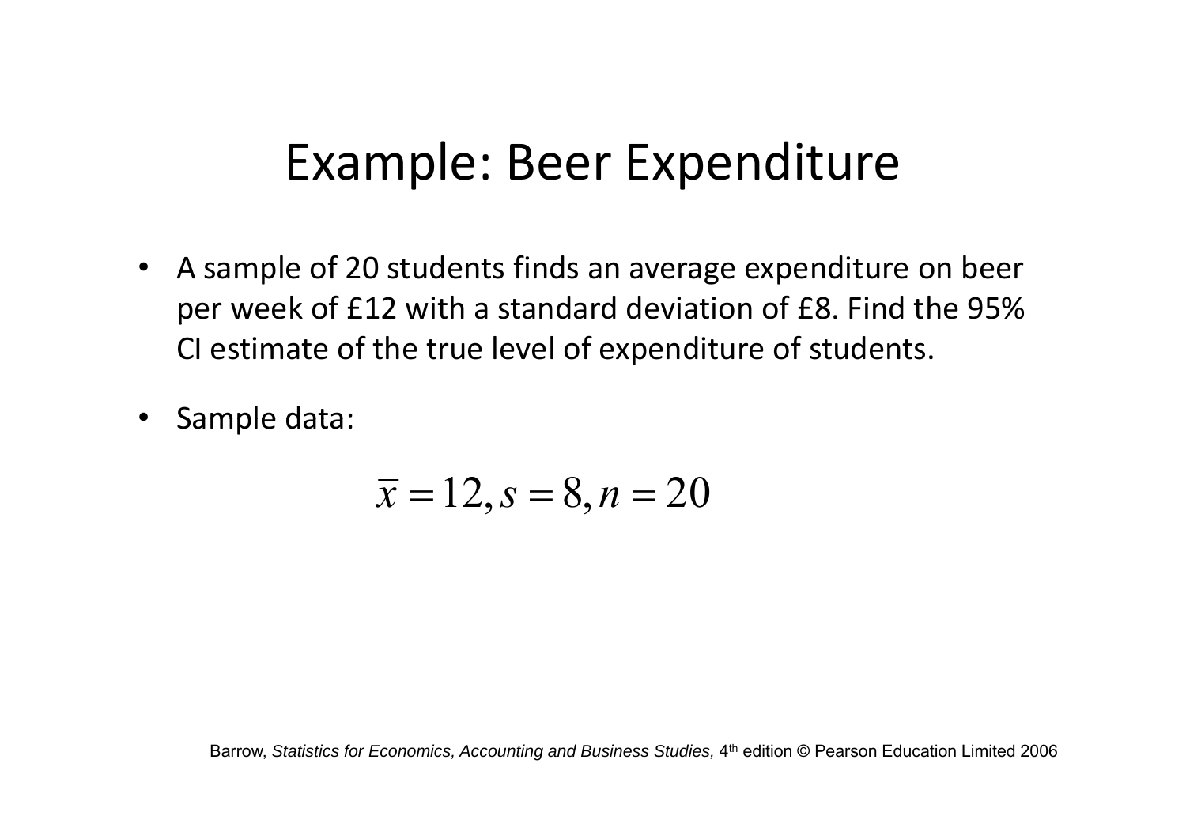# Example: Beer Expenditure

- A sample of 20 students finds an average expenditure on beer per week of £12 with a standard deviation of £8. Find the 95% CI estimate of the true level of expenditure of students.
- Sample data:

$$\bar{x} = 12, s = 8, n = 20$$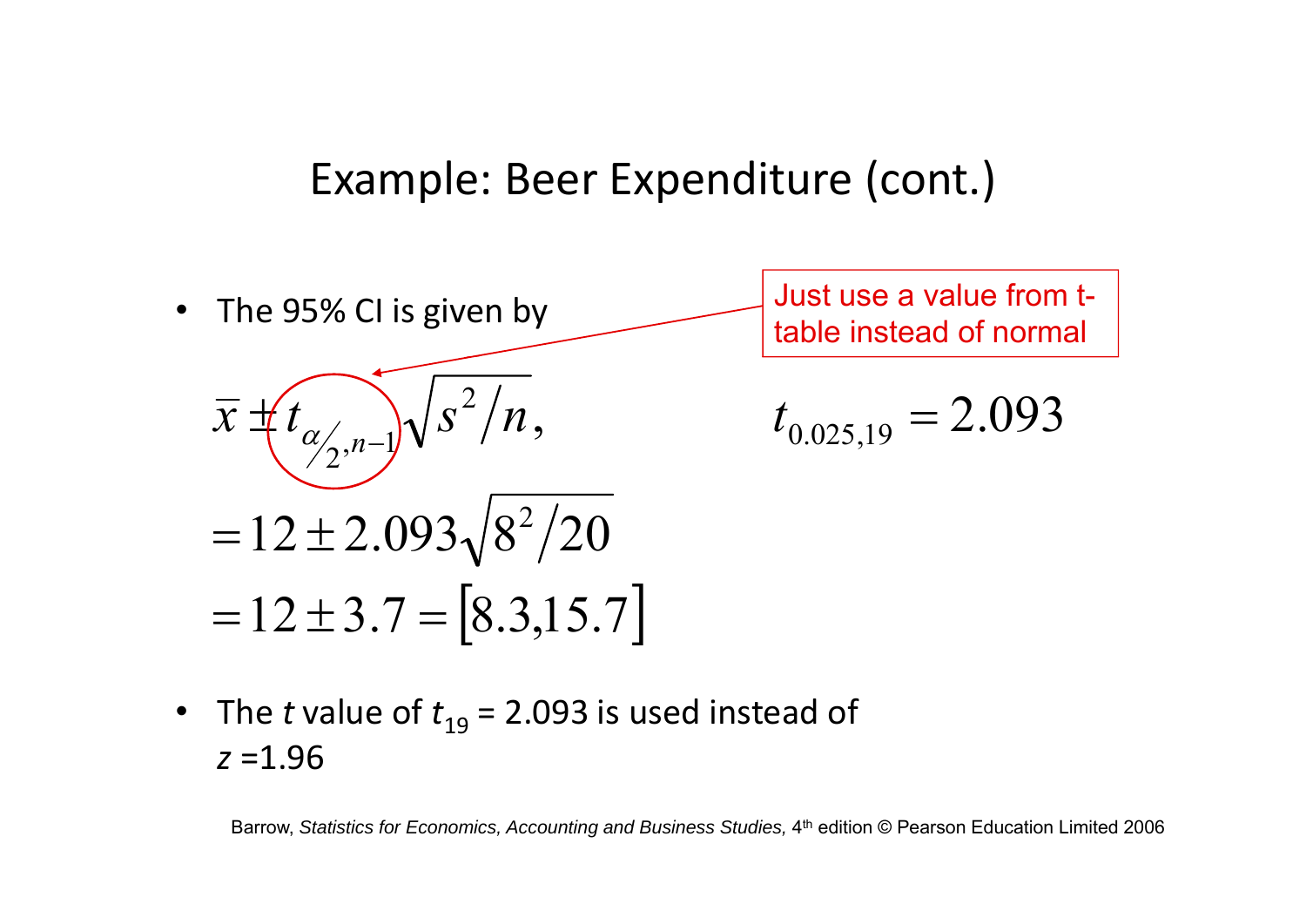# Example: Beer Expenditure (cont.)

- The 95% CI is given by

Just use a value from t-table instead of normal

$$\bar{x} \pm t_{\alpha/2, n-1}\sqrt{s^2/n},$$

$$= 12 \pm 2.093\sqrt{8^2/20}$$

$$= 12 \pm 3.7 = [8.3, 15.7]$$

$$t_{0.025,19} = 2.093$$

- The *t* value of $t_{19}$ = 2.093 is used instead of *z* =1.96

Barrow, *Statistics for Economics, Accounting and Business Studies,* 4th edition © Pearson Education Limited 2006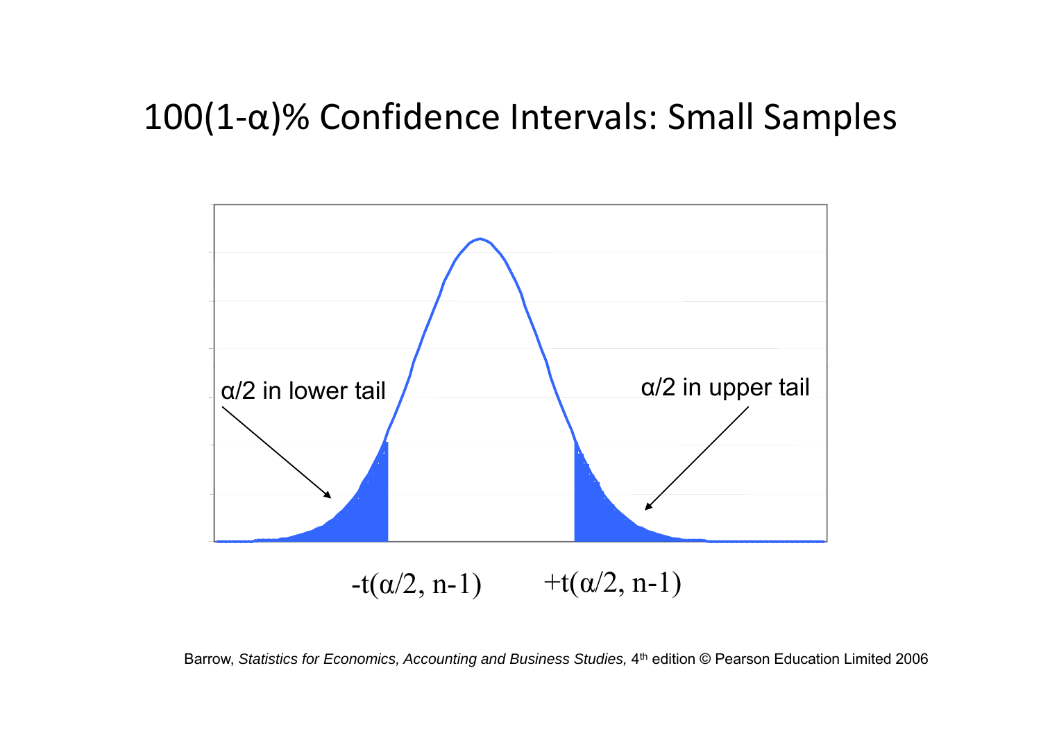# 100(1-α)% Confidence Intervals: Small Samples

α/2 in lower tail

α/2 in upper tail

$-t(\alpha/2, n-1)$ $+t(\alpha/2, n-1)$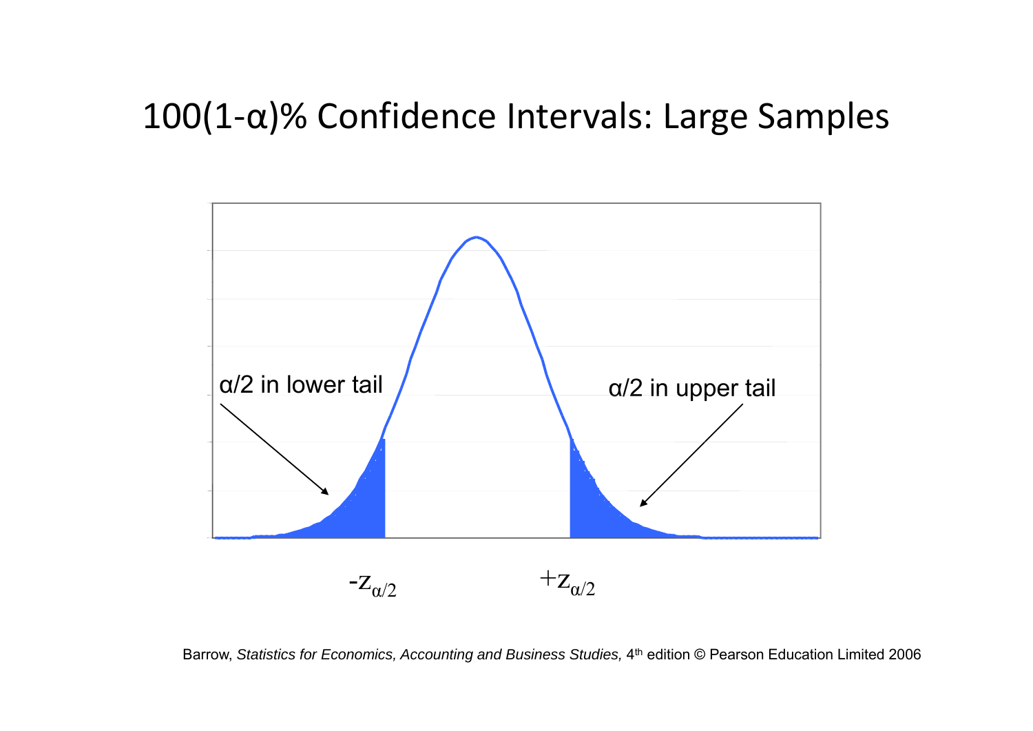# 100(1-α)% Confidence Intervals: Large Samples

α/2 in lower tail

α/2 in upper tail

$-z_{\alpha/2}$ $+z_{\alpha/2}$

Barrow, *Statistics for Economics, Accounting and Business Studies,* 4th edition © Pearson Education Limited 2006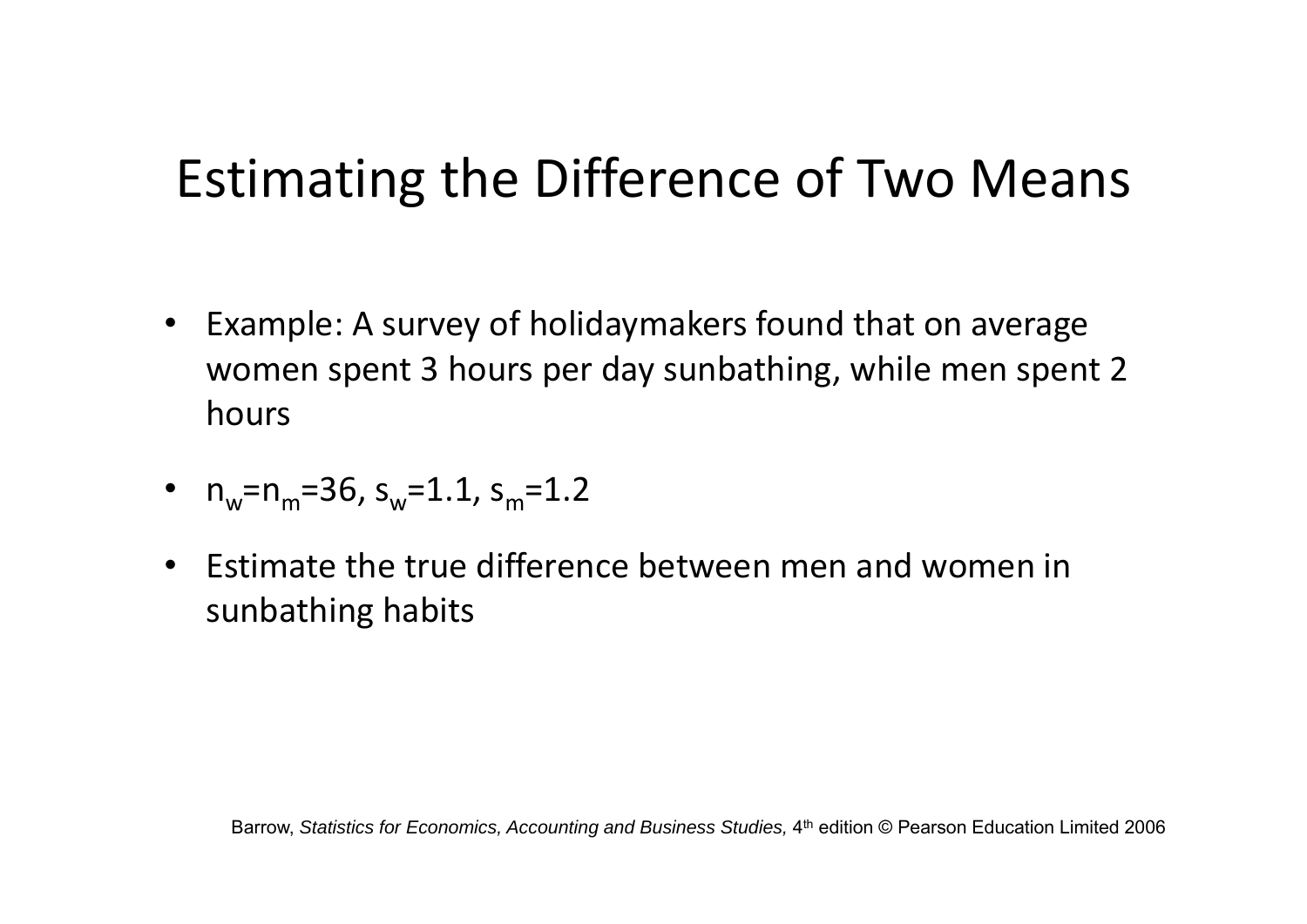# Estimating the Difference of Two Means

- Example: A survey of holidaymakers found that on average women spent 3 hours per day sunbathing, while men spent 2 hours
- $n_w=n_m=36$, $s_w=1.1$, $s_m=1.2$
- Estimate the true difference between men and women in sunbathing habits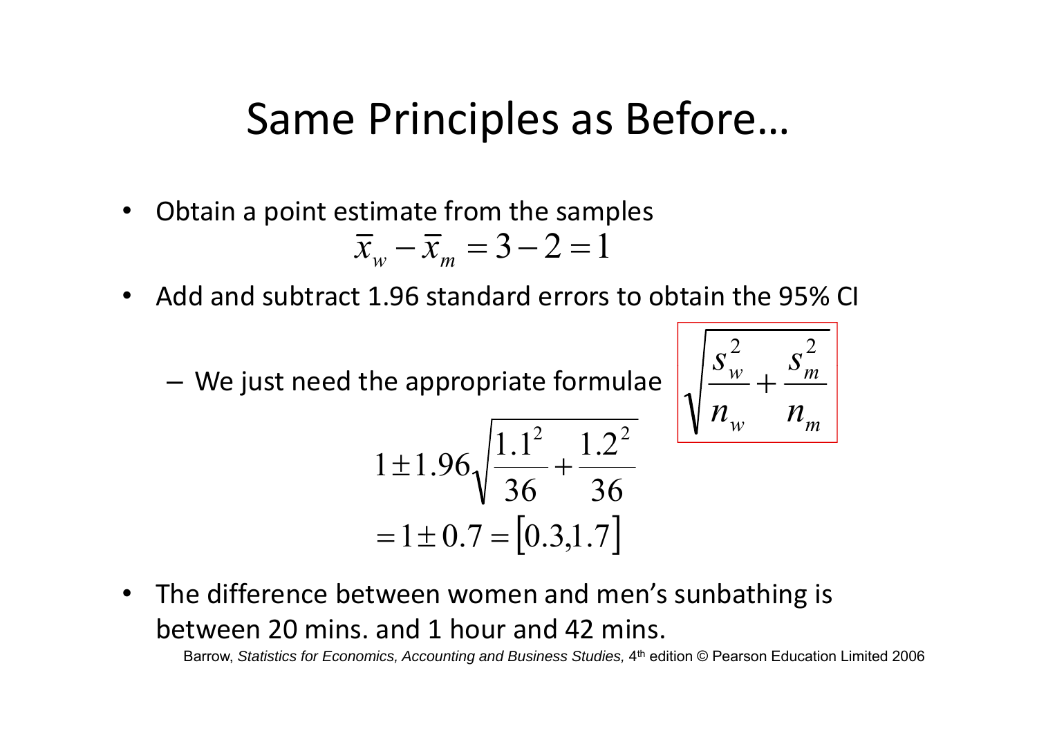# Same Principles as Before…

- Obtain a point estimate from the samples

$$\bar{x}_w - \bar{x}_m = 3 - 2 = 1$$

- Add and subtract 1.96 standard errors to obtain the 95% CI
  - We just need the appropriate formulae

$$\sqrt{\frac{s_w^2}{n_w} + \frac{s_m^2}{n_m}}$$

$$1 \pm 1.96\sqrt{\frac{1.1^2}{36} + \frac{1.2^2}{36}}$$
$$= 1 \pm 0.7 = [0.3, 1.7]$$

- The difference between women and men's sunbathing is between 20 mins. and 1 hour and 42 mins.

Barrow, *Statistics for Economics, Accounting and Business Studies,* 4th edition © Pearson Education Limited 2006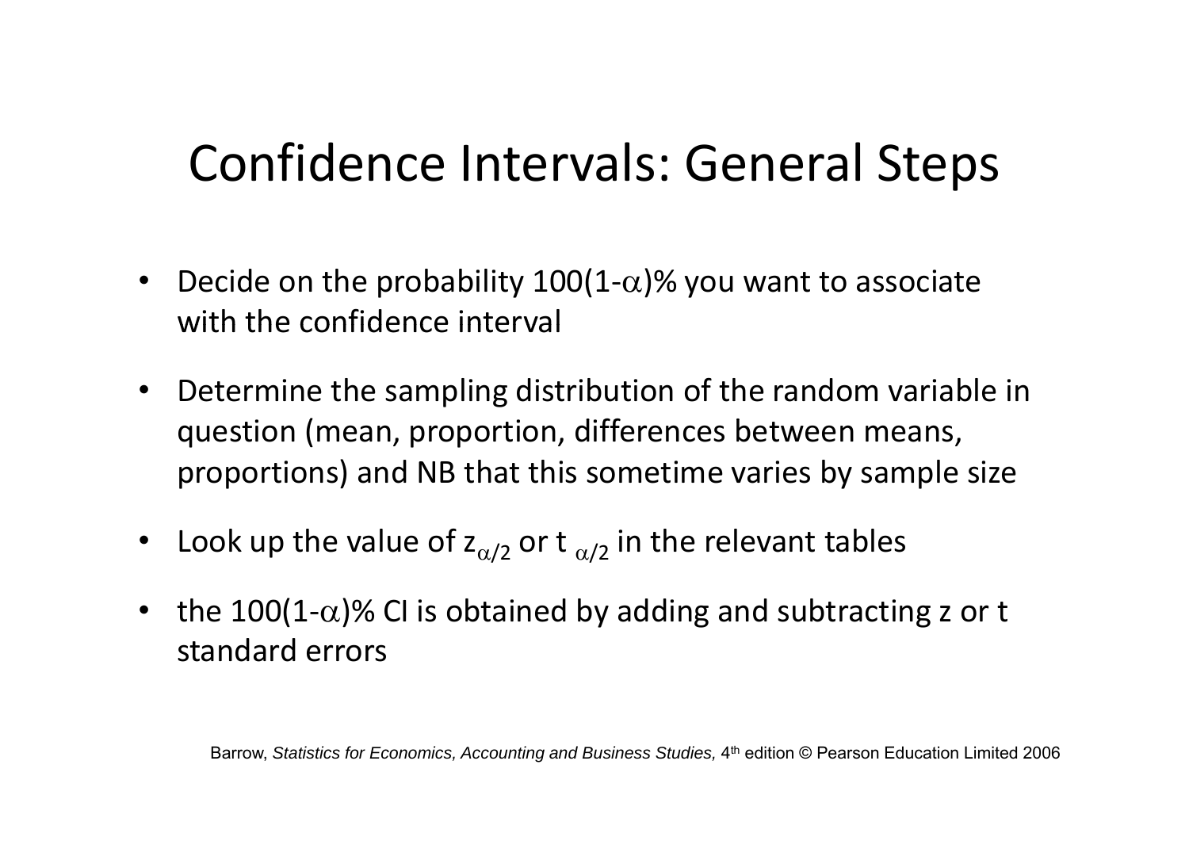# Confidence Intervals: General Steps

- Decide on the probability $100(1-\alpha)\%$ you want to associate with the confidence interval
- Determine the sampling distribution of the random variable in question (mean, proportion, differences between means, proportions) and NB that this sometime varies by sample size
- Look up the value of $z_{\alpha/2}$ or $t_{\alpha/2}$ in the relevant tables
- the $100(1-\alpha)\%$ CI is obtained by adding and subtracting z or t standard errors

Barrow, *Statistics for Economics, Accounting and Business Studies,* 4th edition © Pearson Education Limited 2006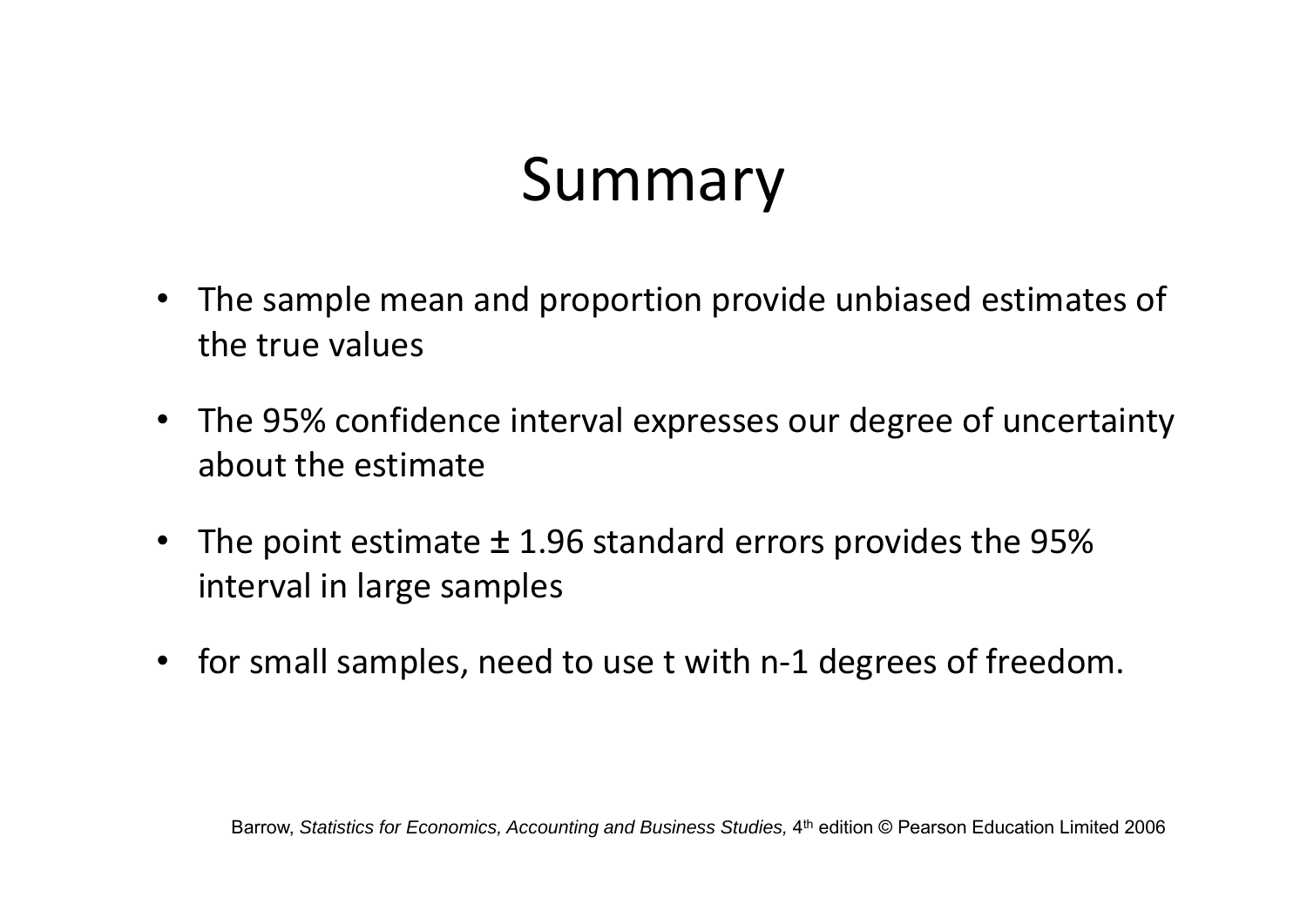# Summary

- The sample mean and proportion provide unbiased estimates of the true values
- The 95% confidence interval expresses our degree of uncertainty about the estimate
- The point estimate ± 1.96 standard errors provides the 95% interval in large samples
- for small samples, need to use t with n-1 degrees of freedom.